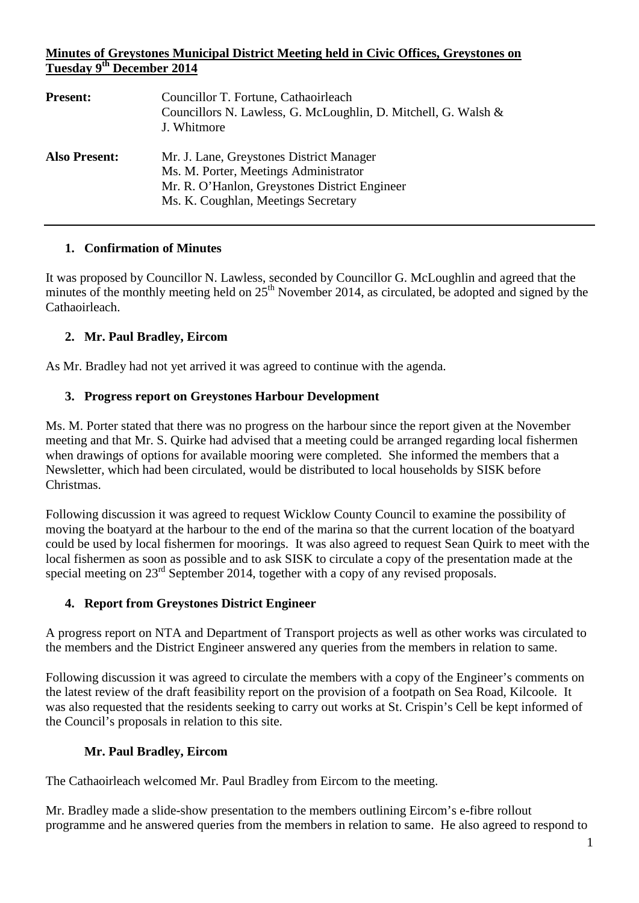**Minutes of Greystones Municipal District Meeting held in Civic Offices, Greystones on Tuesday 9th December 2014**

| | |
|---|---|
| **Present:** | Councillor T. Fortune, Cathaoirleach<br>Councillors N. Lawless, G. McLoughlin, D. Mitchell, G. Walsh & J. Whitmore |
| **Also Present:** | Mr. J. Lane, Greystones District Manager<br>Ms. M. Porter, Meetings Administrator<br>Mr. R. O'Hanlon, Greystones District Engineer<br>Ms. K. Coughlan, Meetings Secretary |

---

### 1. Confirmation of Minutes

It was proposed by Councillor N. Lawless, seconded by Councillor G. McLoughlin and agreed that the minutes of the monthly meeting held on 25th November 2014, as circulated, be adopted and signed by the Cathaoirleach.

### 2. Mr. Paul Bradley, Eircom

As Mr. Bradley had not yet arrived it was agreed to continue with the agenda.

### 3. Progress report on Greystones Harbour Development

Ms. M. Porter stated that there was no progress on the harbour since the report given at the November meeting and that Mr. S. Quirke had advised that a meeting could be arranged regarding local fishermen when drawings of options for available mooring were completed. She informed the members that a Newsletter, which had been circulated, would be distributed to local households by SISK before Christmas.

Following discussion it was agreed to request Wicklow County Council to examine the possibility of moving the boatyard at the harbour to the end of the marina so that the current location of the boatyard could be used by local fishermen for moorings. It was also agreed to request Sean Quirk to meet with the local fishermen as soon as possible and to ask SISK to circulate a copy of the presentation made at the special meeting on 23rd September 2014, together with a copy of any revised proposals.

### 4. Report from Greystones District Engineer

A progress report on NTA and Department of Transport projects as well as other works was circulated to the members and the District Engineer answered any queries from the members in relation to same.

Following discussion it was agreed to circulate the members with a copy of the Engineer's comments on the latest review of the draft feasibility report on the provision of a footpath on Sea Road, Kilcoole. It was also requested that the residents seeking to carry out works at St. Crispin's Cell be kept informed of the Council's proposals in relation to this site.

### Mr. Paul Bradley, Eircom

The Cathaoirleach welcomed Mr. Paul Bradley from Eircom to the meeting.

Mr. Bradley made a slide-show presentation to the members outlining Eircom's e-fibre rollout programme and he answered queries from the members in relation to same. He also agreed to respond to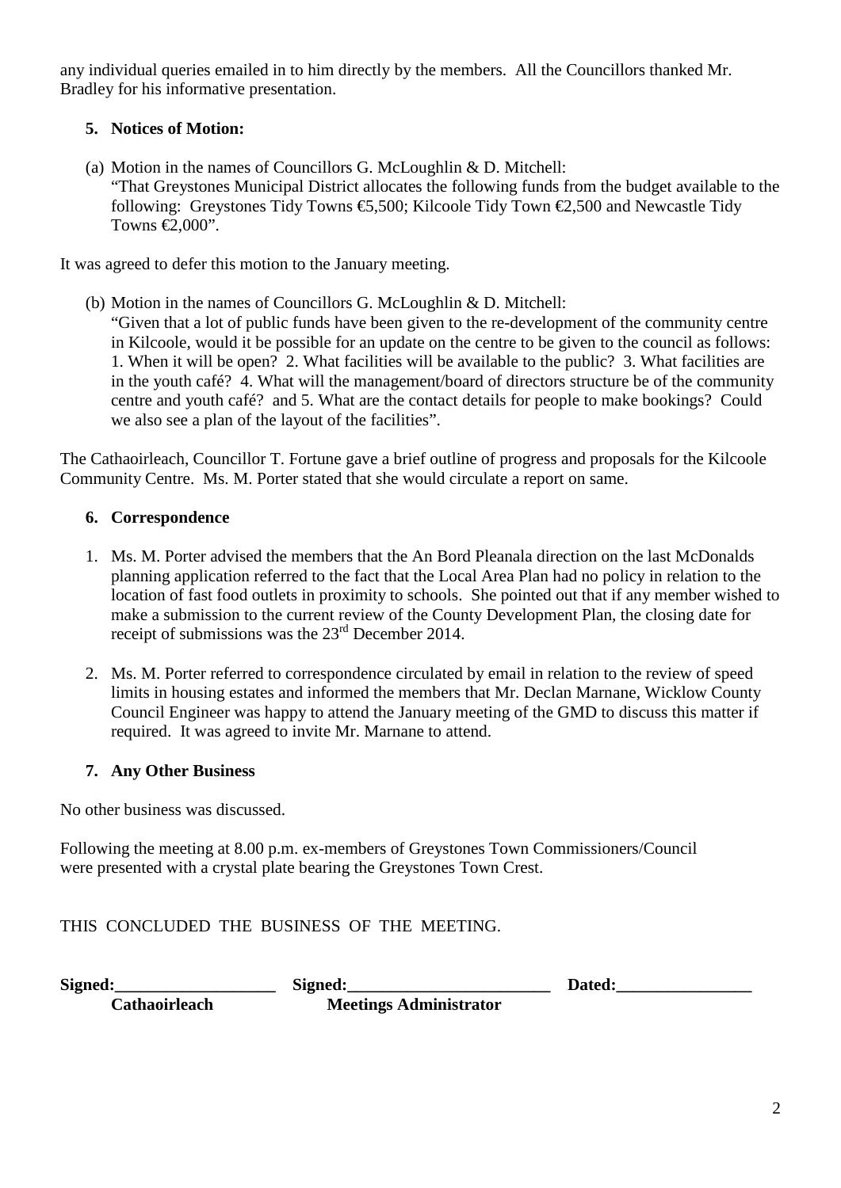any individual queries emailed in to him directly by the members. All the Councillors thanked Mr. Bradley for his informative presentation.

5. **Notices of Motion:**

(a) Motion in the names of Councillors G. McLoughlin & D. Mitchell:
"That Greystones Municipal District allocates the following funds from the budget available to the following: Greystones Tidy Towns €5,500; Kilcoole Tidy Town €2,500 and Newcastle Tidy Towns €2,000".

It was agreed to defer this motion to the January meeting.

(b) Motion in the names of Councillors G. McLoughlin & D. Mitchell:
"Given that a lot of public funds have been given to the re-development of the community centre in Kilcoole, would it be possible for an update on the centre to be given to the council as follows: 1. When it will be open? 2. What facilities will be available to the public? 3. What facilities are in the youth café? 4. What will the management/board of directors structure be of the community centre and youth café? and 5. What are the contact details for people to make bookings? Could we also see a plan of the layout of the facilities".

The Cathaoirleach, Councillor T. Fortune gave a brief outline of progress and proposals for the Kilcoole Community Centre. Ms. M. Porter stated that she would circulate a report on same.

6. **Correspondence**

1. Ms. M. Porter advised the members that the An Bord Pleanala direction on the last McDonalds planning application referred to the fact that the Local Area Plan had no policy in relation to the location of fast food outlets in proximity to schools. She pointed out that if any member wished to make a submission to the current review of the County Development Plan, the closing date for receipt of submissions was the 23rd December 2014.

2. Ms. M. Porter referred to correspondence circulated by email in relation to the review of speed limits in housing estates and informed the members that Mr. Declan Marnane, Wicklow County Council Engineer was happy to attend the January meeting of the GMD to discuss this matter if required. It was agreed to invite Mr. Marnane to attend.

7. **Any Other Business**

No other business was discussed.

Following the meeting at 8.00 p.m. ex-members of Greystones Town Commissioners/Council were presented with a crystal plate bearing the Greystones Town Crest.

THIS CONCLUDED THE BUSINESS OF THE MEETING.

**Signed:___________________** **Signed:________________________** **Dated:________________**
**Cathaoirleach** **Meetings Administrator**